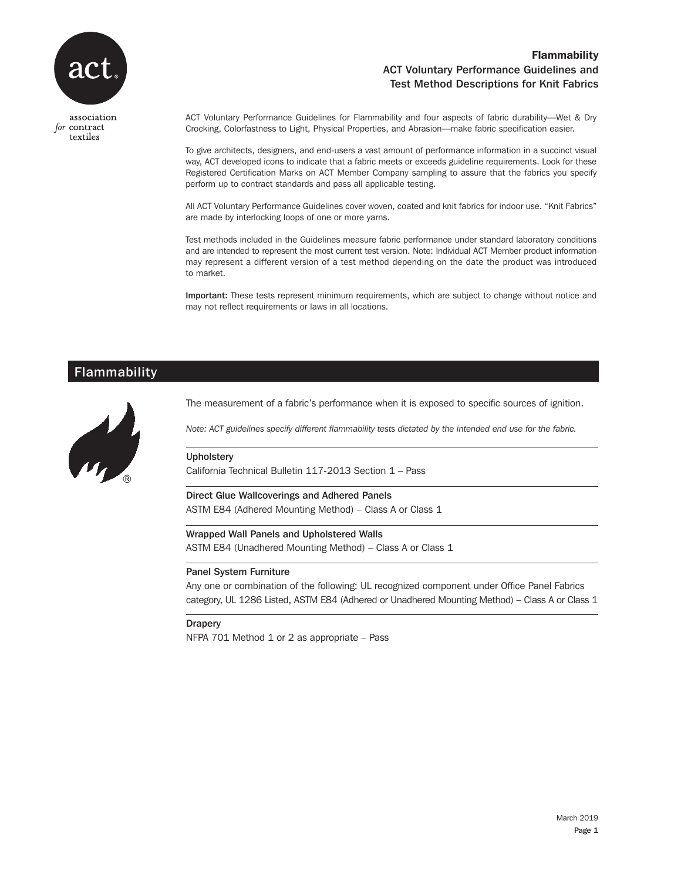# Flammability

## ACT Voluntary Performance Guidelines and Test Method Descriptions for Knit Fabrics

association *for* contract textiles

ACT Voluntary Performance Guidelines for Flammability and four aspects of fabric durability—Wet & Dry Crocking, Colorfastness to Light, Physical Properties, and Abrasion—make fabric specification easier.

To give architects, designers, and end-users a vast amount of performance information in a succinct visual way, ACT developed icons to indicate that a fabric meets or exceeds guideline requirements. Look for these Registered Certification Marks on ACT Member Company sampling to assure that the fabrics you specify perform up to contract standards and pass all applicable testing.

All ACT Voluntary Performance Guidelines cover woven, coated and knit fabrics for indoor use. "Knit Fabrics" are made by interlocking loops of one or more yarns.

Test methods included in the Guidelines measure fabric performance under standard laboratory conditions and are intended to represent the most current test version. Note: Individual ACT Member product information may represent a different version of a test method depending on the date the product was introduced to market.

**Important:** These tests represent minimum requirements, which are subject to change without notice and may not reflect requirements or laws in all locations.

## Flammability

The measurement of a fabric's performance when it is exposed to specific sources of ignition.

*Note: ACT guidelines specify different flammability tests dictated by the intended end use for the fabric.*

**Upholstery**
California Technical Bulletin 117-2013 Section 1 – Pass

**Direct Glue Wallcoverings and Adhered Panels**
ASTM E84 (Adhered Mounting Method) – Class A or Class 1

**Wrapped Wall Panels and Upholstered Walls**
ASTM E84 (Unadhered Mounting Method) – Class A or Class 1

**Panel System Furniture**
Any one or combination of the following: UL recognized component under Office Panel Fabrics category, UL 1286 Listed, ASTM E84 (Adhered or Unadhered Mounting Method) – Class A or Class 1

**Drapery**
NFPA 701 Method 1 or 2 as appropriate – Pass

March 2019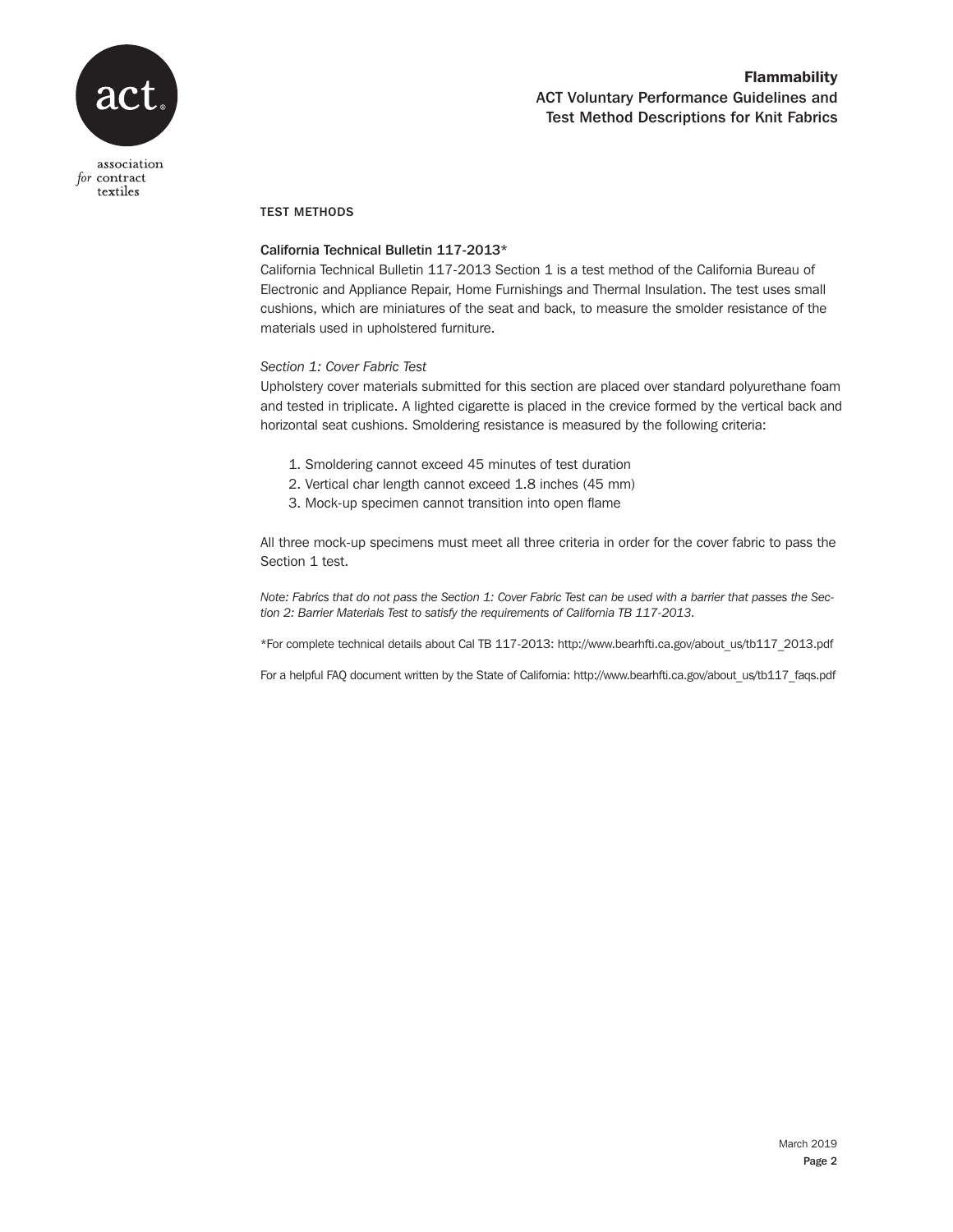## TEST METHODS

### California Technical Bulletin 117-2013*

California Technical Bulletin 117-2013 Section 1 is a test method of the California Bureau of Electronic and Appliance Repair, Home Furnishings and Thermal Insulation. The test uses small cushions, which are miniatures of the seat and back, to measure the smolder resistance of the materials used in upholstered furniture.

*Section 1: Cover Fabric Test*

Upholstery cover materials submitted for this section are placed over standard polyurethane foam and tested in triplicate. A lighted cigarette is placed in the crevice formed by the vertical back and horizontal seat cushions. Smoldering resistance is measured by the following criteria:

1. Smoldering cannot exceed 45 minutes of test duration
2. Vertical char length cannot exceed 1.8 inches (45 mm)
3. Mock-up specimen cannot transition into open flame

All three mock-up specimens must meet all three criteria in order for the cover fabric to pass the Section 1 test.

*Note: Fabrics that do not pass the Section 1: Cover Fabric Test can be used with a barrier that passes the Section 2: Barrier Materials Test to satisfy the requirements of California TB 117-2013.*

*For complete technical details about Cal TB 117-2013: http://www.bearhfti.ca.gov/about_us/tb117_2013.pdf

For a helpful FAQ document written by the State of California: http://www.bearhfti.ca.gov/about_us/tb117_faqs.pdf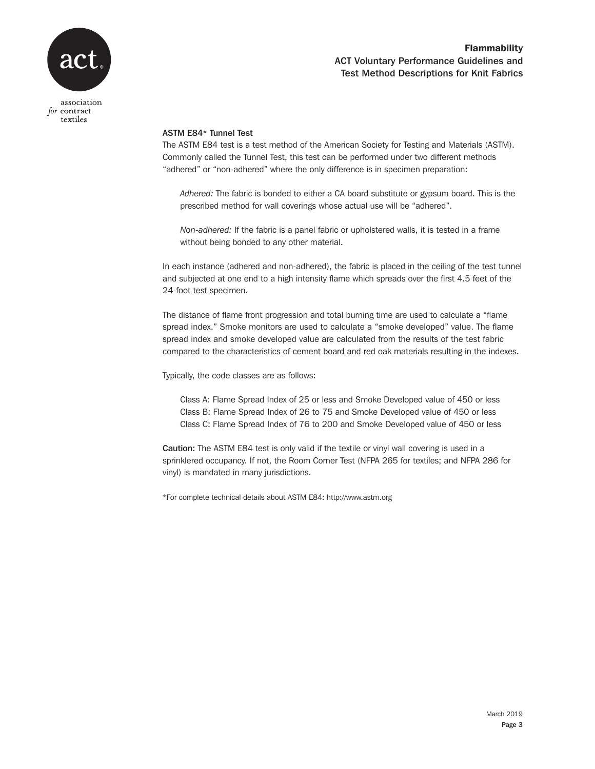### ASTM E84* Tunnel Test

The ASTM E84 test is a test method of the American Society for Testing and Materials (ASTM). Commonly called the Tunnel Test, this test can be performed under two different methods "adhered" or "non-adhered" where the only difference is in specimen preparation:

> *Adhered:* The fabric is bonded to either a CA board substitute or gypsum board. This is the prescribed method for wall coverings whose actual use will be "adhered".
>
> *Non-adhered:* If the fabric is a panel fabric or upholstered walls, it is tested in a frame without being bonded to any other material.

In each instance (adhered and non-adhered), the fabric is placed in the ceiling of the test tunnel and subjected at one end to a high intensity flame which spreads over the first 4.5 feet of the 24-foot test specimen.

The distance of flame front progression and total burning time are used to calculate a "flame spread index." Smoke monitors are used to calculate a "smoke developed" value. The flame spread index and smoke developed value are calculated from the results of the test fabric compared to the characteristics of cement board and red oak materials resulting in the indexes.

Typically, the code classes are as follows:

> Class A: Flame Spread Index of 25 or less and Smoke Developed value of 450 or less
> Class B: Flame Spread Index of 26 to 75 and Smoke Developed value of 450 or less
> Class C: Flame Spread Index of 76 to 200 and Smoke Developed value of 450 or less

**Caution:** The ASTM E84 test is only valid if the textile or vinyl wall covering is used in a sprinklered occupancy. If not, the Room Corner Test (NFPA 265 for textiles; and NFPA 286 for vinyl) is mandated in many jurisdictions.

*For complete technical details about ASTM E84: http://www.astm.org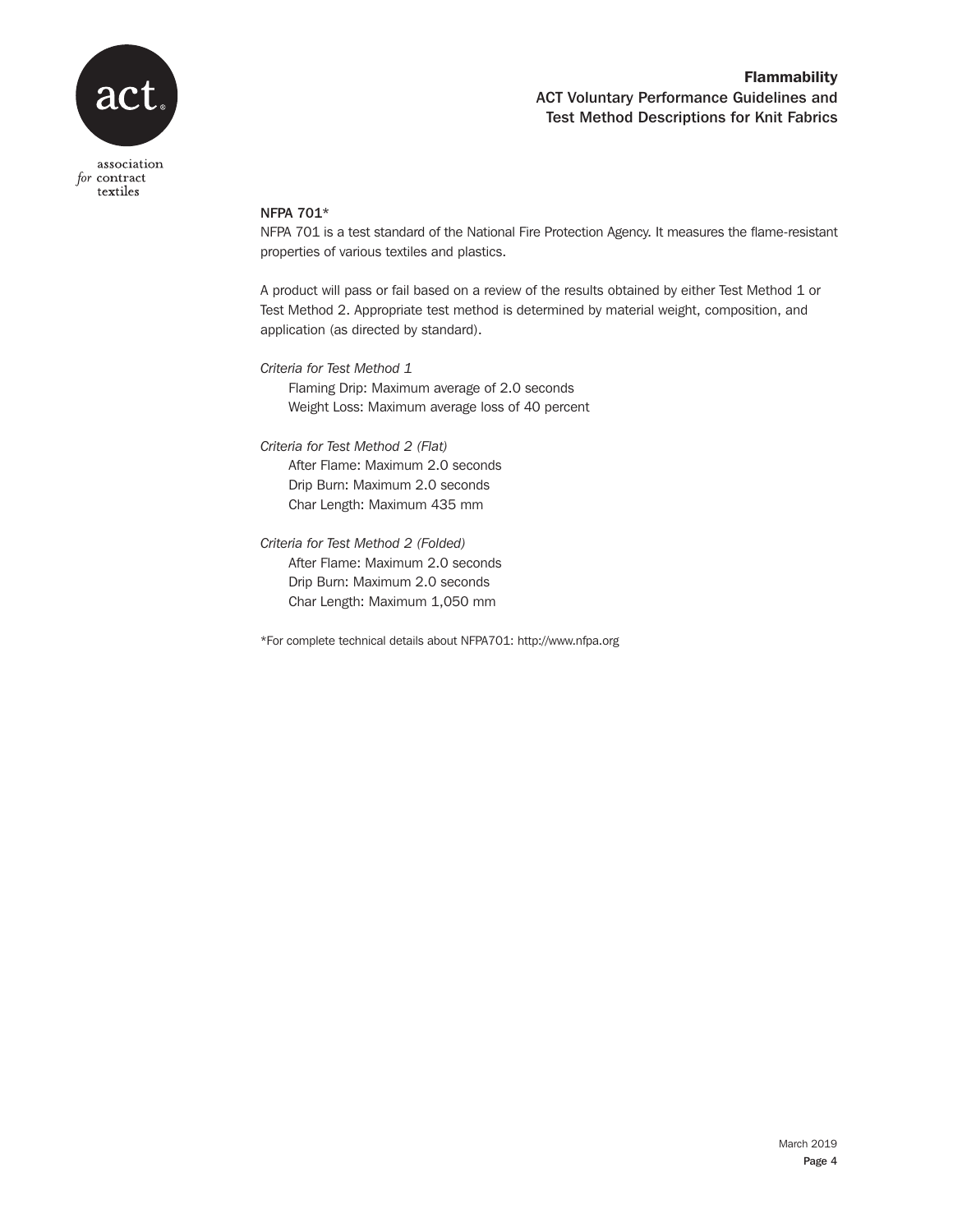## NFPA 701*

NFPA 701 is a test standard of the National Fire Protection Agency. It measures the flame-resistant properties of various textiles and plastics.

A product will pass or fail based on a review of the results obtained by either Test Method 1 or Test Method 2. Appropriate test method is determined by material weight, composition, and application (as directed by standard).

*Criteria for Test Method 1*

- Flaming Drip: Maximum average of 2.0 seconds
- Weight Loss: Maximum average loss of 40 percent

*Criteria for Test Method 2 (Flat)*

- After Flame: Maximum 2.0 seconds
- Drip Burn: Maximum 2.0 seconds
- Char Length: Maximum 435 mm

*Criteria for Test Method 2 (Folded)*

- After Flame: Maximum 2.0 seconds
- Drip Burn: Maximum 2.0 seconds
- Char Length: Maximum 1,050 mm

*For complete technical details about NFPA701: http://www.nfpa.org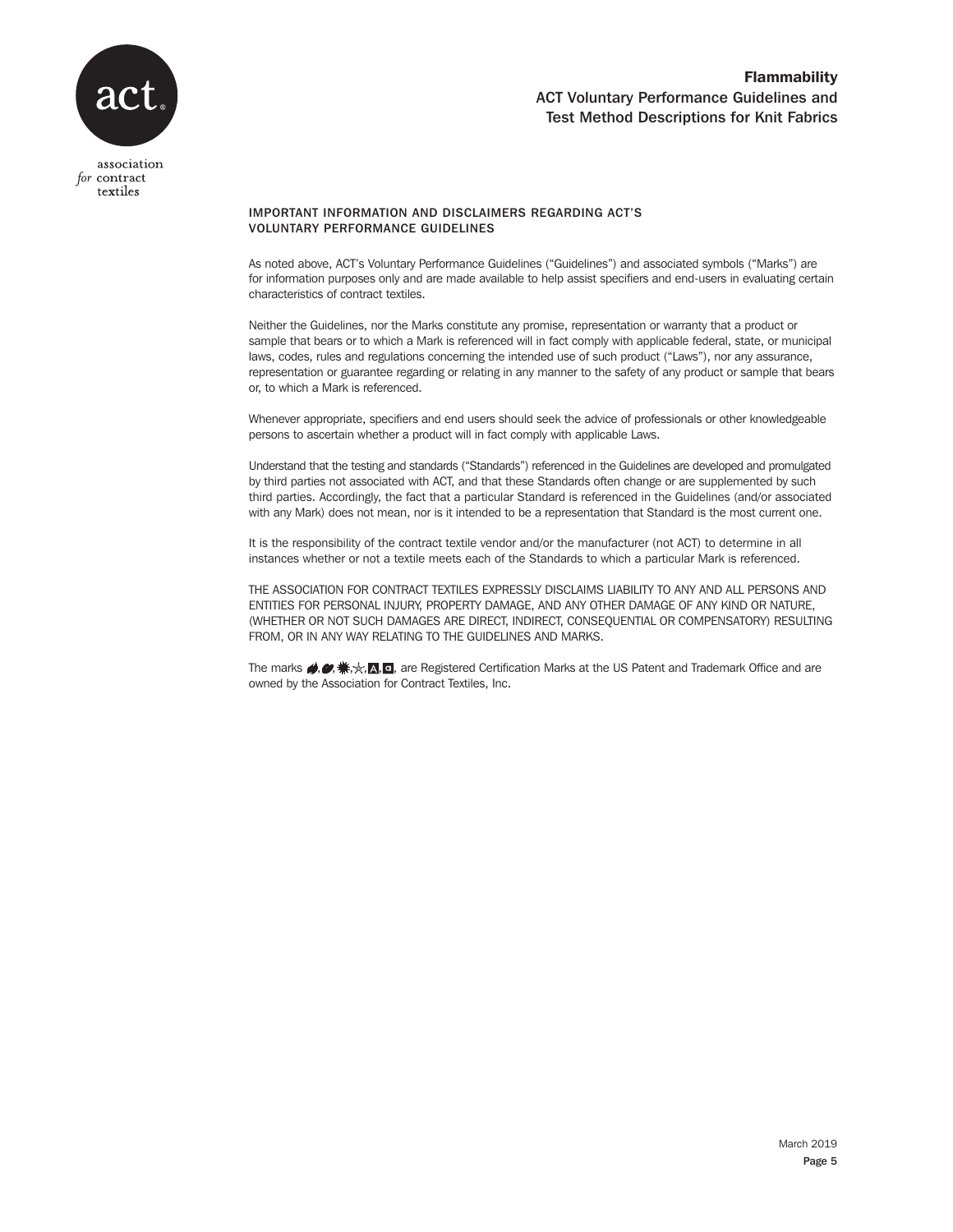## IMPORTANT INFORMATION AND DISCLAIMERS REGARDING ACT'S VOLUNTARY PERFORMANCE GUIDELINES

As noted above, ACT's Voluntary Performance Guidelines ("Guidelines") and associated symbols ("Marks") are for information purposes only and are made available to help assist specifiers and end-users in evaluating certain characteristics of contract textiles.

Neither the Guidelines, nor the Marks constitute any promise, representation or warranty that a product or sample that bears or to which a Mark is referenced will in fact comply with applicable federal, state, or municipal laws, codes, rules and regulations concerning the intended use of such product ("Laws"), nor any assurance, representation or guarantee regarding or relating in any manner to the safety of any product or sample that bears or, to which a Mark is referenced.

Whenever appropriate, specifiers and end users should seek the advice of professionals or other knowledgeable persons to ascertain whether a product will in fact comply with applicable Laws.

Understand that the testing and standards ("Standards") referenced in the Guidelines are developed and promulgated by third parties not associated with ACT, and that these Standards often change or are supplemented by such third parties. Accordingly, the fact that a particular Standard is referenced in the Guidelines (and/or associated with any Mark) does not mean, nor is it intended to be a representation that Standard is the most current one.

It is the responsibility of the contract textile vendor and/or the manufacturer (not ACT) to determine in all instances whether or not a textile meets each of the Standards to which a particular Mark is referenced.

THE ASSOCIATION FOR CONTRACT TEXTILES EXPRESSLY DISCLAIMS LIABILITY TO ANY AND ALL PERSONS AND ENTITIES FOR PERSONAL INJURY, PROPERTY DAMAGE, AND ANY OTHER DAMAGE OF ANY KIND OR NATURE, (WHETHER OR NOT SUCH DAMAGES ARE DIRECT, INDIRECT, CONSEQUENTIAL OR COMPENSATORY) RESULTING FROM, OR IN ANY WAY RELATING TO THE GUIDELINES AND MARKS.

The marks , , , , A, a, are Registered Certification Marks at the US Patent and Trademark Office and are owned by the Association for Contract Textiles, Inc.